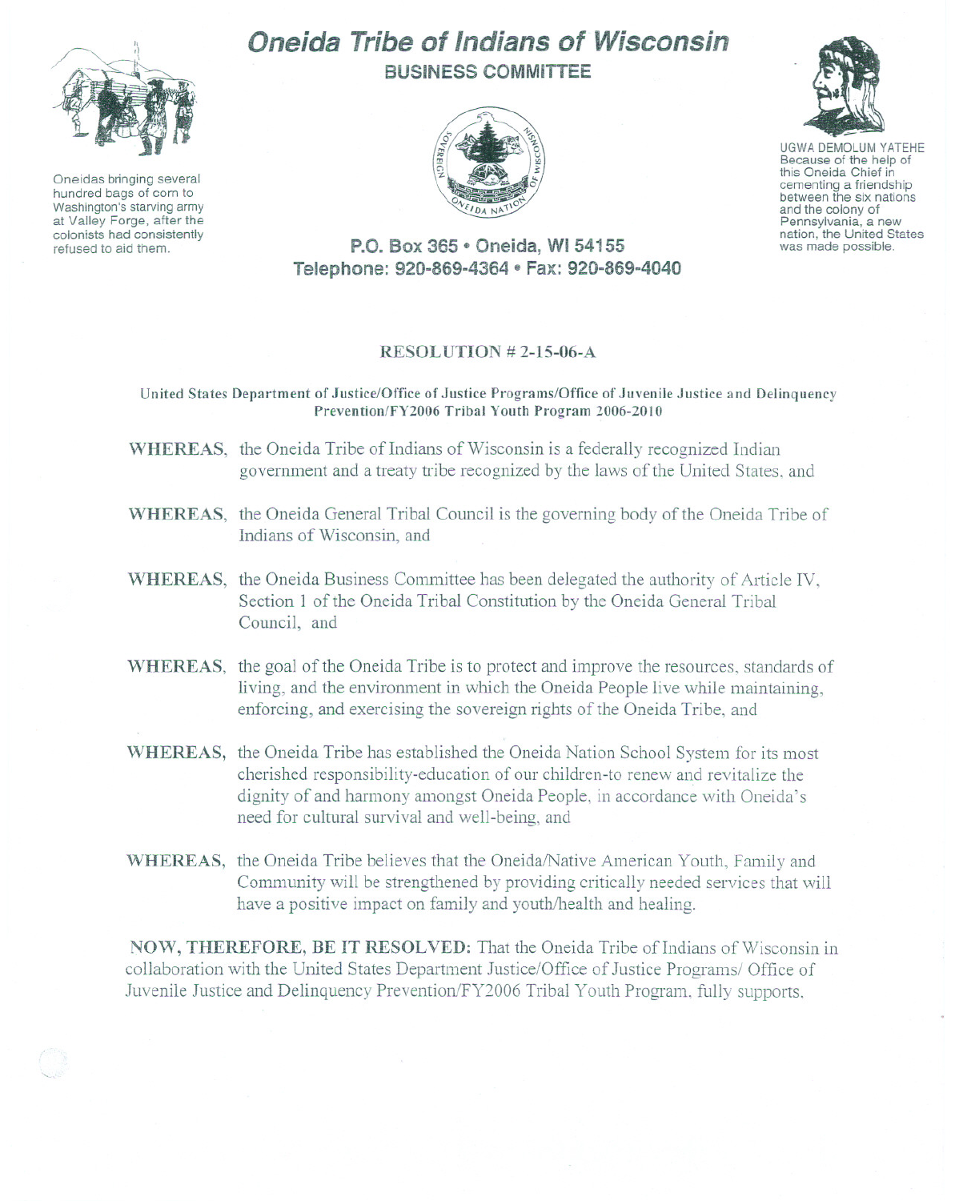# Oneida Tribe of Indians of Wisconsin

## BUSINESS COMMITTEE

Oneidas bringing several hundred bags of corn to Washington's starving army at Valley Forge, after the colonists had consistently refused to aid them.

UGWA DEMOLUM YATEHE
Because of the help of this Oneida Chief in cementing a friendship between the six nations and the colony of Pennsylvania, a new nation, the United States was made possible.

**P.O. Box 365 • Oneida, WI 54155**
**Telephone: 920-869-4364 • Fax: 920-869-4040**

### RESOLUTION # 2-15-06-A

**United States Department of Justice/Office of Justice Programs/Office of Juvenile Justice and Delinquency Prevention/FY2006 Tribal Youth Program 2006-2010**

**WHEREAS,** the Oneida Tribe of Indians of Wisconsin is a federally recognized Indian government and a treaty tribe recognized by the laws of the United States, and

**WHEREAS,** the Oneida General Tribal Council is the governing body of the Oneida Tribe of Indians of Wisconsin, and

**WHEREAS,** the Oneida Business Committee has been delegated the authority of Article IV, Section 1 of the Oneida Tribal Constitution by the Oneida General Tribal Council, and

**WHEREAS,** the goal of the Oneida Tribe is to protect and improve the resources, standards of living, and the environment in which the Oneida People live while maintaining, enforcing, and exercising the sovereign rights of the Oneida Tribe, and

**WHEREAS,** the Oneida Tribe has established the Oneida Nation School System for its most cherished responsibility-education of our children-to renew and revitalize the dignity of and harmony amongst Oneida People, in accordance with Oneida's need for cultural survival and well-being, and

**WHEREAS,** the Oneida Tribe believes that the Oneida/Native American Youth, Family and Community will be strengthened by providing critically needed services that will have a positive impact on family and youth/health and healing.

**NOW, THEREFORE, BE IT RESOLVED:** That the Oneida Tribe of Indians of Wisconsin in collaboration with the United States Department Justice/Office of Justice Programs/ Office of Juvenile Justice and Delinquency Prevention/FY2006 Tribal Youth Program, fully supports,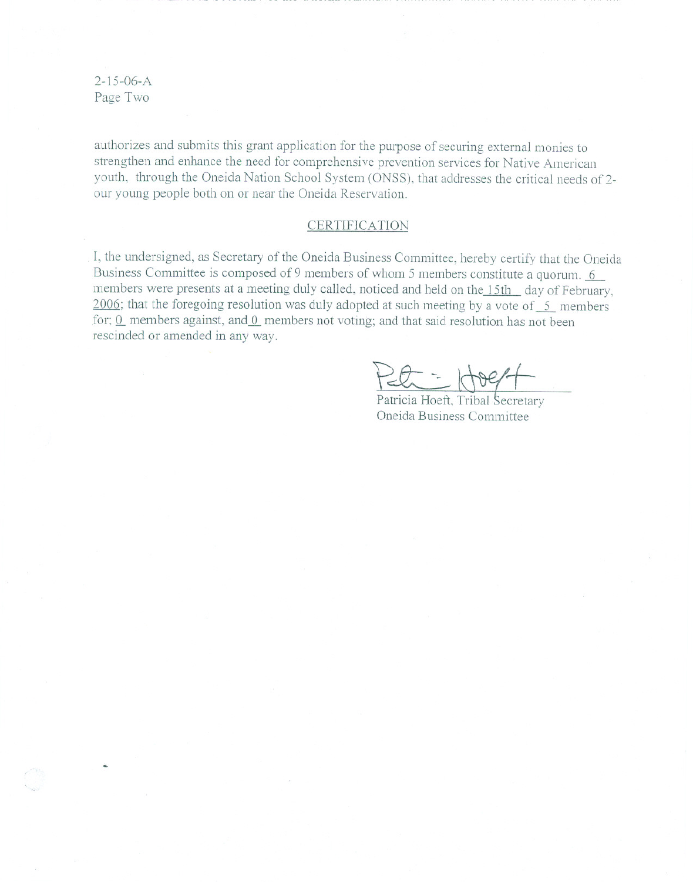2-15-06-A
Page Two

authorizes and submits this grant application for the purpose of securing external monies to strengthen and enhance the need for comprehensive prevention services for Native American youth, through the Oneida Nation School System (ONSS), that addresses the critical needs of 2- our young people both on or near the Oneida Reservation.

## CERTIFICATION

I, the undersigned, as Secretary of the Oneida Business Committee, hereby certify that the Oneida Business Committee is composed of 9 members of whom 5 members constitute a quorum. 6 members were presents at a meeting duly called, noticed and held on the 15th day of February, 2006; that the foregoing resolution was duly adopted at such meeting by a vote of 5 members for; 0 members against, and 0 members not voting; and that said resolution has not been rescinded or amended in any way.

Patricia Hoeft, Tribal Secretary
Oneida Business Committee